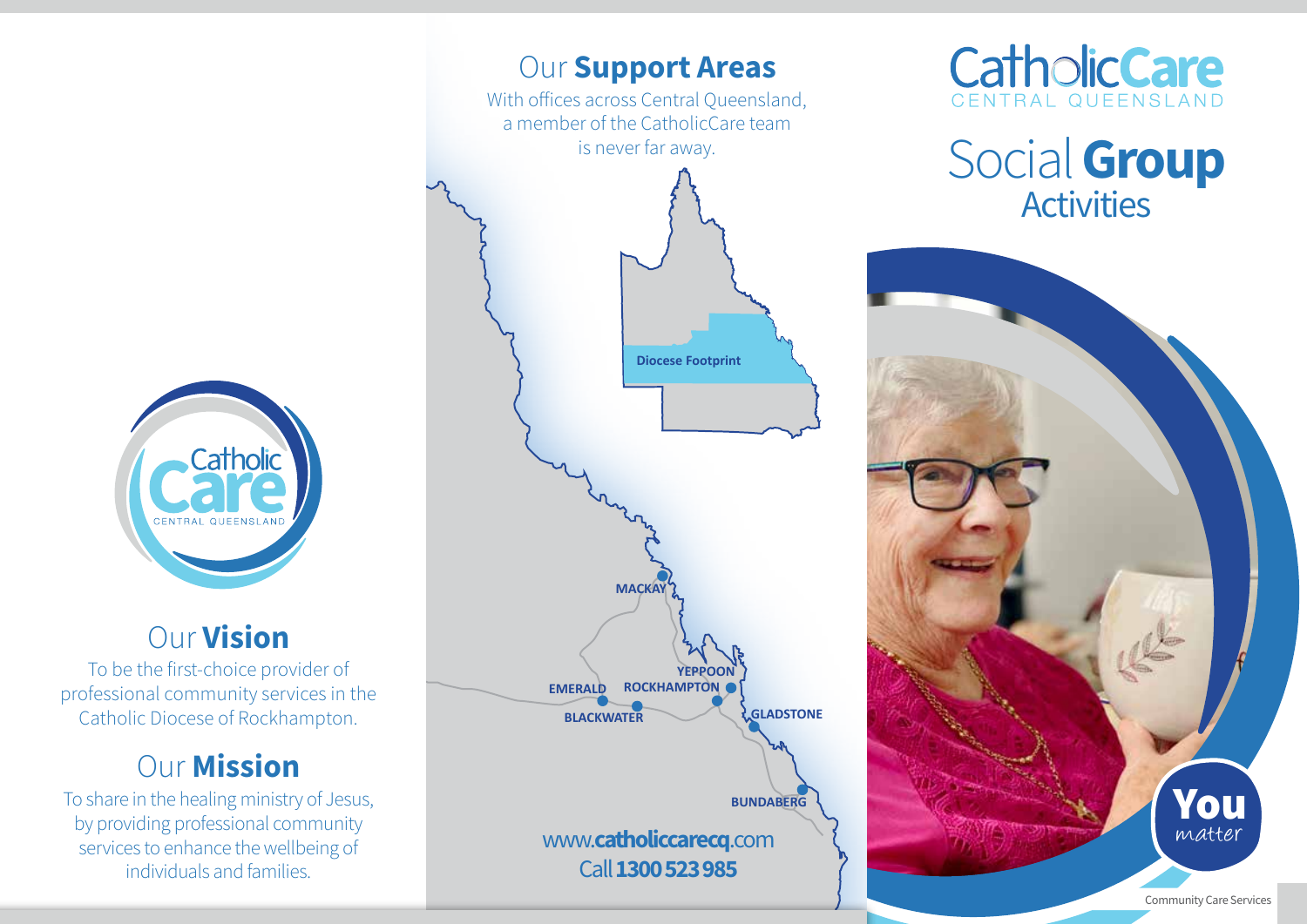# CatholicCare
CENTRAL QUEENSLAND

# Social **Group** Activities

**You** *matter*

Community Care Services

## Our **Support Areas**

With offices across Central Queensland, a member of the CatholicCare team is never far away.

Diocese Footprint

MACKAY

YEPPOON

EMERALD

ROCKHAMPTON

BLACKWATER

GLADSTONE

BUNDABERG

www.**catholiccarecq**.com

Call **1300 523 985**

Catholic Care
CENTRAL QUEENSLAND

## Our **Vision**

To be the first-choice provider of professional community services in the Catholic Diocese of Rockhampton.

## Our **Mission**

To share in the healing ministry of Jesus, by providing professional community services to enhance the wellbeing of individuals and families.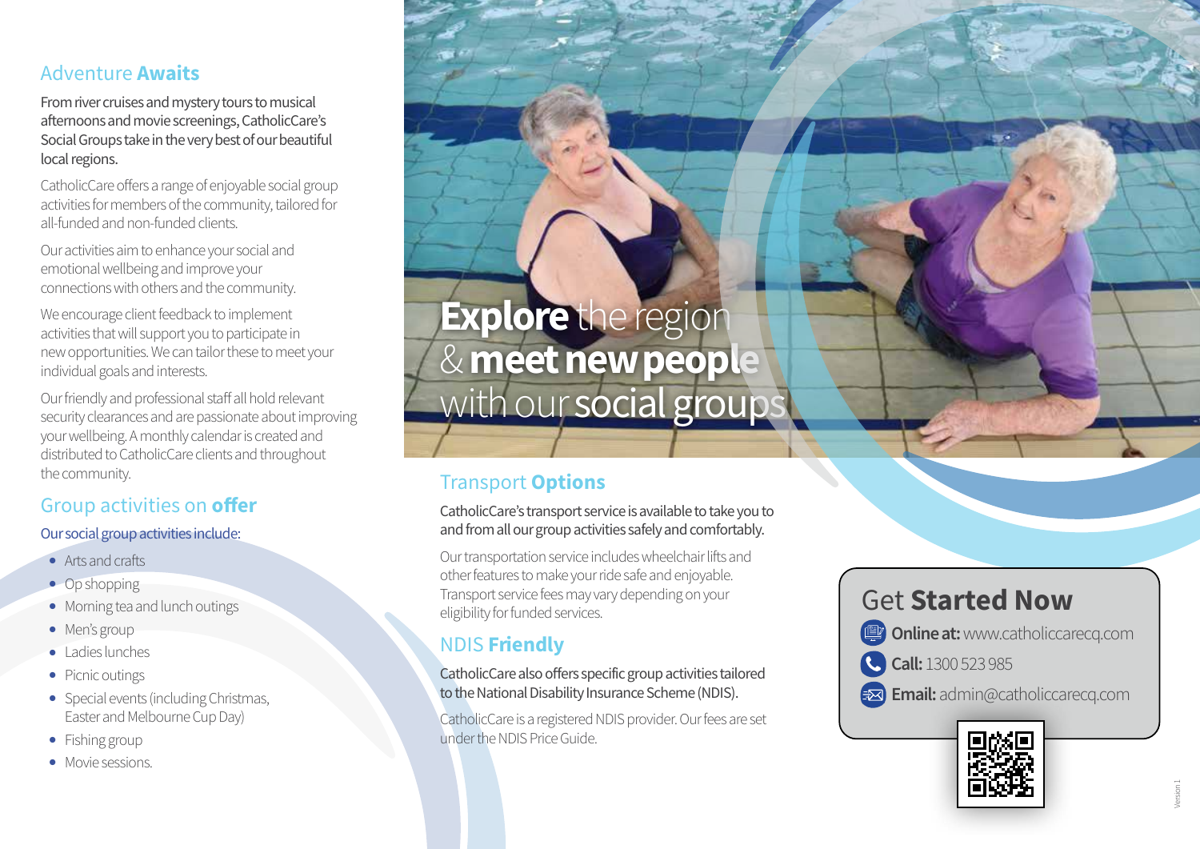## Adventure **Awaits**

From river cruises and mystery tours to musical afternoons and movie screenings, CatholicCare's Social Groups take in the very best of our beautiful local regions.

CatholicCare offers a range of enjoyable social group activities for members of the community, tailored for all-funded and non-funded clients.

Our activities aim to enhance your social and emotional wellbeing and improve your connections with others and the community.

We encourage client feedback to implement activities that will support you to participate in new opportunities. We can tailor these to meet your individual goals and interests.

Our friendly and professional staff all hold relevant security clearances and are passionate about improving your wellbeing. A monthly calendar is created and distributed to CatholicCare clients and throughout the community.

## Group activities on **offer**

Our social group activities include:

- Arts and crafts
- Op shopping
- Morning tea and lunch outings
- Men's group
- Ladies lunches
- Picnic outings
- Special events (including Christmas, Easter and Melbourne Cup Day)
- Fishing group
- Movie sessions.

# **Explore** the region & **meet new people** with our **social groups**

## Transport **Options**

CatholicCare's transport service is available to take you to and from all our group activities safely and comfortably.

Our transportation service includes wheelchair lifts and other features to make your ride safe and enjoyable. Transport service fees may vary depending on your eligibility for funded services.

## NDIS **Friendly**

CatholicCare also offers specific group activities tailored to the National Disability Insurance Scheme (NDIS).

CatholicCare is a registered NDIS provider. Our fees are set under the NDIS Price Guide.

## Get **Started Now**

**Online at:** www.catholiccarecq.com

**Call:** 1300 523 985

**Email:** admin@catholiccarecq.com

Version 1